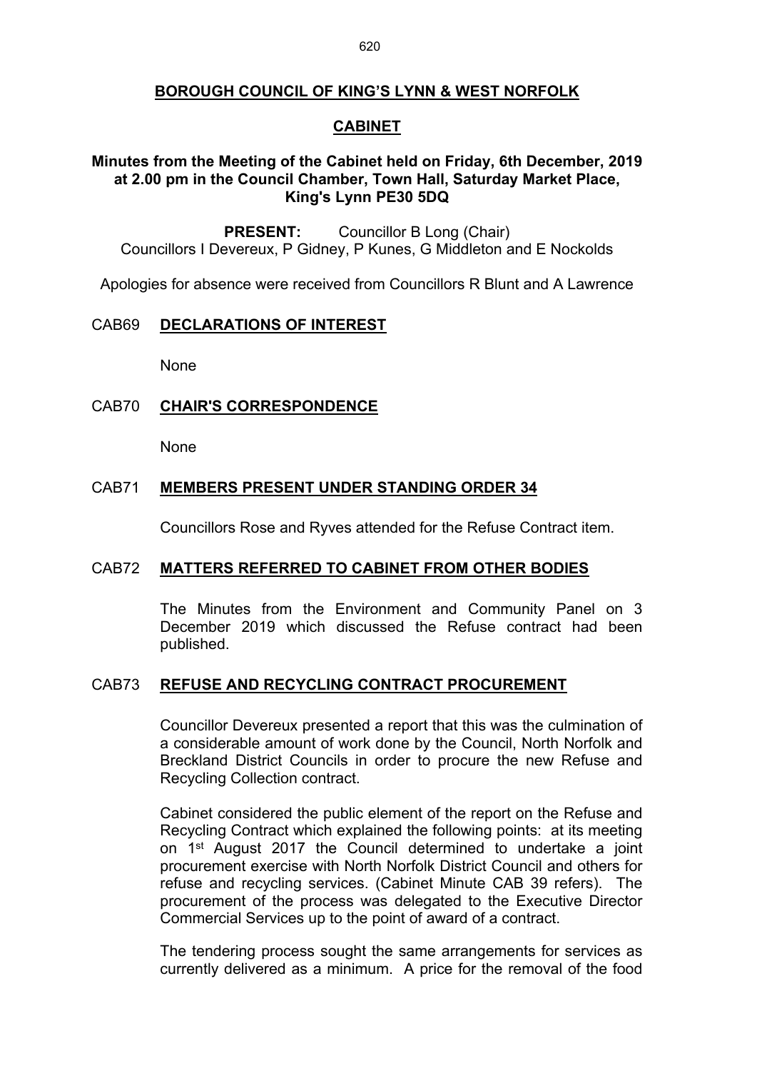# BOROUGH COUNCIL OF KING'S LYNN & WEST NORFOLK

## CABINET

### Minutes from the Meeting of the Cabinet held on Friday, 6th December, 2019 at 2.00 pm in the Council Chamber, Town Hall, Saturday Market Place, King's Lynn PE30 5DQ

**PRESENT:** Councillor B Long (Chair)
Councillors I Devereux, P Gidney, P Kunes, G Middleton and E Nockolds

Apologies for absence were received from Councillors R Blunt and A Lawrence

## CAB69 DECLARATIONS OF INTEREST

None

## CAB70 CHAIR'S CORRESPONDENCE

None

## CAB71 MEMBERS PRESENT UNDER STANDING ORDER 34

Councillors Rose and Ryves attended for the Refuse Contract item.

## CAB72 MATTERS REFERRED TO CABINET FROM OTHER BODIES

The Minutes from the Environment and Community Panel on 3 December 2019 which discussed the Refuse contract had been published.

## CAB73 REFUSE AND RECYCLING CONTRACT PROCUREMENT

Councillor Devereux presented a report that this was the culmination of a considerable amount of work done by the Council, North Norfolk and Breckland District Councils in order to procure the new Refuse and Recycling Collection contract.

Cabinet considered the public element of the report on the Refuse and Recycling Contract which explained the following points: at its meeting on 1st August 2017 the Council determined to undertake a joint procurement exercise with North Norfolk District Council and others for refuse and recycling services. (Cabinet Minute CAB 39 refers). The procurement of the process was delegated to the Executive Director Commercial Services up to the point of award of a contract.

The tendering process sought the same arrangements for services as currently delivered as a minimum. A price for the removal of the food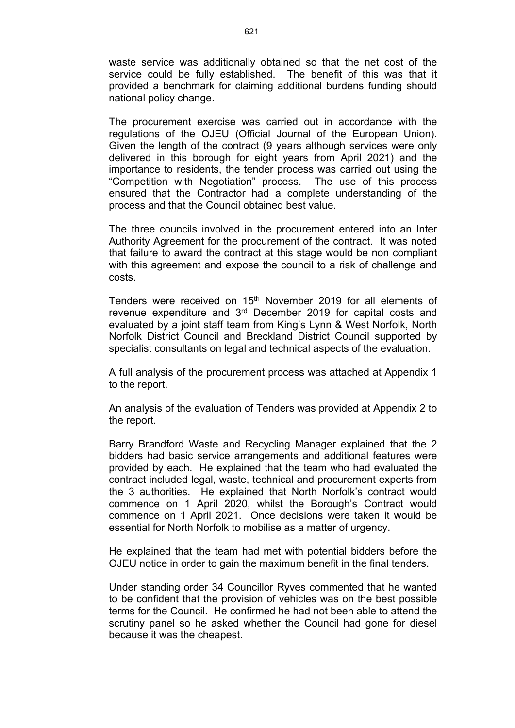waste service was additionally obtained so that the net cost of the service could be fully established. The benefit of this was that it provided a benchmark for claiming additional burdens funding should national policy change.

The procurement exercise was carried out in accordance with the regulations of the OJEU (Official Journal of the European Union). Given the length of the contract (9 years although services were only delivered in this borough for eight years from April 2021) and the importance to residents, the tender process was carried out using the "Competition with Negotiation" process. The use of this process ensured that the Contractor had a complete understanding of the process and that the Council obtained best value.

The three councils involved in the procurement entered into an Inter Authority Agreement for the procurement of the contract. It was noted that failure to award the contract at this stage would be non compliant with this agreement and expose the council to a risk of challenge and costs.

Tenders were received on 15th November 2019 for all elements of revenue expenditure and 3rd December 2019 for capital costs and evaluated by a joint staff team from King's Lynn & West Norfolk, North Norfolk District Council and Breckland District Council supported by specialist consultants on legal and technical aspects of the evaluation.

A full analysis of the procurement process was attached at Appendix 1 to the report.

An analysis of the evaluation of Tenders was provided at Appendix 2 to the report.

Barry Brandford Waste and Recycling Manager explained that the 2 bidders had basic service arrangements and additional features were provided by each. He explained that the team who had evaluated the contract included legal, waste, technical and procurement experts from the 3 authorities. He explained that North Norfolk's contract would commence on 1 April 2020, whilst the Borough's Contract would commence on 1 April 2021. Once decisions were taken it would be essential for North Norfolk to mobilise as a matter of urgency.

He explained that the team had met with potential bidders before the OJEU notice in order to gain the maximum benefit in the final tenders.

Under standing order 34 Councillor Ryves commented that he wanted to be confident that the provision of vehicles was on the best possible terms for the Council. He confirmed he had not been able to attend the scrutiny panel so he asked whether the Council had gone for diesel because it was the cheapest.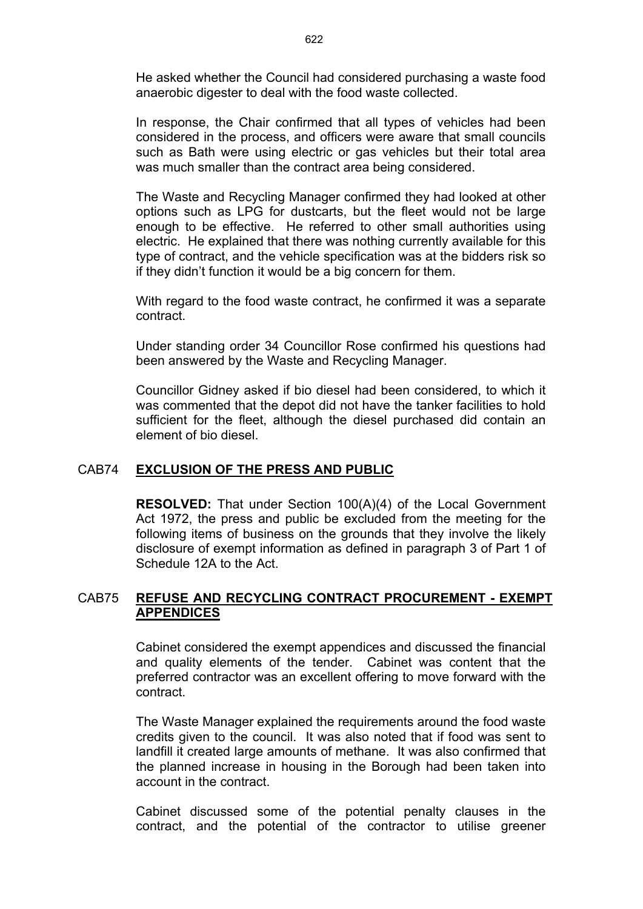He asked whether the Council had considered purchasing a waste food anaerobic digester to deal with the food waste collected.

In response, the Chair confirmed that all types of vehicles had been considered in the process, and officers were aware that small councils such as Bath were using electric or gas vehicles but their total area was much smaller than the contract area being considered.

The Waste and Recycling Manager confirmed they had looked at other options such as LPG for dustcarts, but the fleet would not be large enough to be effective. He referred to other small authorities using electric. He explained that there was nothing currently available for this type of contract, and the vehicle specification was at the bidders risk so if they didn't function it would be a big concern for them.

With regard to the food waste contract, he confirmed it was a separate contract.

Under standing order 34 Councillor Rose confirmed his questions had been answered by the Waste and Recycling Manager.

Councillor Gidney asked if bio diesel had been considered, to which it was commented that the depot did not have the tanker facilities to hold sufficient for the fleet, although the diesel purchased did contain an element of bio diesel.

## CAB74 EXCLUSION OF THE PRESS AND PUBLIC

**RESOLVED:** That under Section 100(A)(4) of the Local Government Act 1972, the press and public be excluded from the meeting for the following items of business on the grounds that they involve the likely disclosure of exempt information as defined in paragraph 3 of Part 1 of Schedule 12A to the Act.

## CAB75 REFUSE AND RECYCLING CONTRACT PROCUREMENT - EXEMPT APPENDICES

Cabinet considered the exempt appendices and discussed the financial and quality elements of the tender. Cabinet was content that the preferred contractor was an excellent offering to move forward with the contract.

The Waste Manager explained the requirements around the food waste credits given to the council. It was also noted that if food was sent to landfill it created large amounts of methane. It was also confirmed that the planned increase in housing in the Borough had been taken into account in the contract.

Cabinet discussed some of the potential penalty clauses in the contract, and the potential of the contractor to utilise greener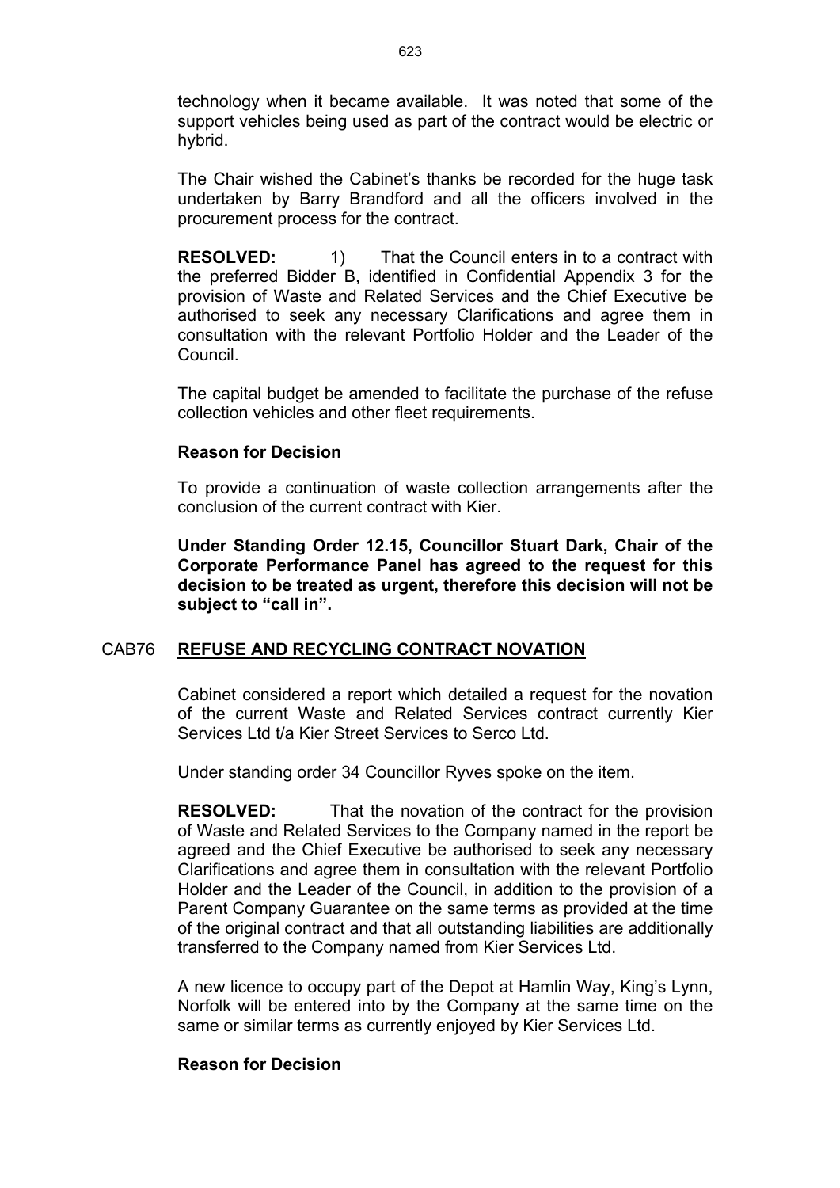technology when it became available. It was noted that some of the support vehicles being used as part of the contract would be electric or hybrid.

The Chair wished the Cabinet's thanks be recorded for the huge task undertaken by Barry Brandford and all the officers involved in the procurement process for the contract.

**RESOLVED:** 1) That the Council enters in to a contract with the preferred Bidder B, identified in Confidential Appendix 3 for the provision of Waste and Related Services and the Chief Executive be authorised to seek any necessary Clarifications and agree them in consultation with the relevant Portfolio Holder and the Leader of the Council.

The capital budget be amended to facilitate the purchase of the refuse collection vehicles and other fleet requirements.

**Reason for Decision**

To provide a continuation of waste collection arrangements after the conclusion of the current contract with Kier.

**Under Standing Order 12.15, Councillor Stuart Dark, Chair of the Corporate Performance Panel has agreed to the request for this decision to be treated as urgent, therefore this decision will not be subject to "call in".**

## CAB76 REFUSE AND RECYCLING CONTRACT NOVATION

Cabinet considered a report which detailed a request for the novation of the current Waste and Related Services contract currently Kier Services Ltd t/a Kier Street Services to Serco Ltd.

Under standing order 34 Councillor Ryves spoke on the item.

**RESOLVED:** That the novation of the contract for the provision of Waste and Related Services to the Company named in the report be agreed and the Chief Executive be authorised to seek any necessary Clarifications and agree them in consultation with the relevant Portfolio Holder and the Leader of the Council, in addition to the provision of a Parent Company Guarantee on the same terms as provided at the time of the original contract and that all outstanding liabilities are additionally transferred to the Company named from Kier Services Ltd.

A new licence to occupy part of the Depot at Hamlin Way, King's Lynn, Norfolk will be entered into by the Company at the same time on the same or similar terms as currently enjoyed by Kier Services Ltd.

**Reason for Decision**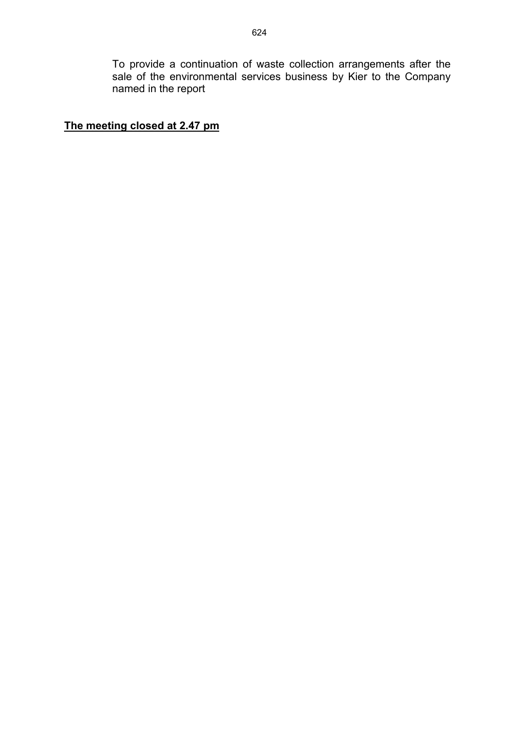To provide a continuation of waste collection arrangements after the sale of the environmental services business by Kier to the Company named in the report

**The meeting closed at 2.47 pm**